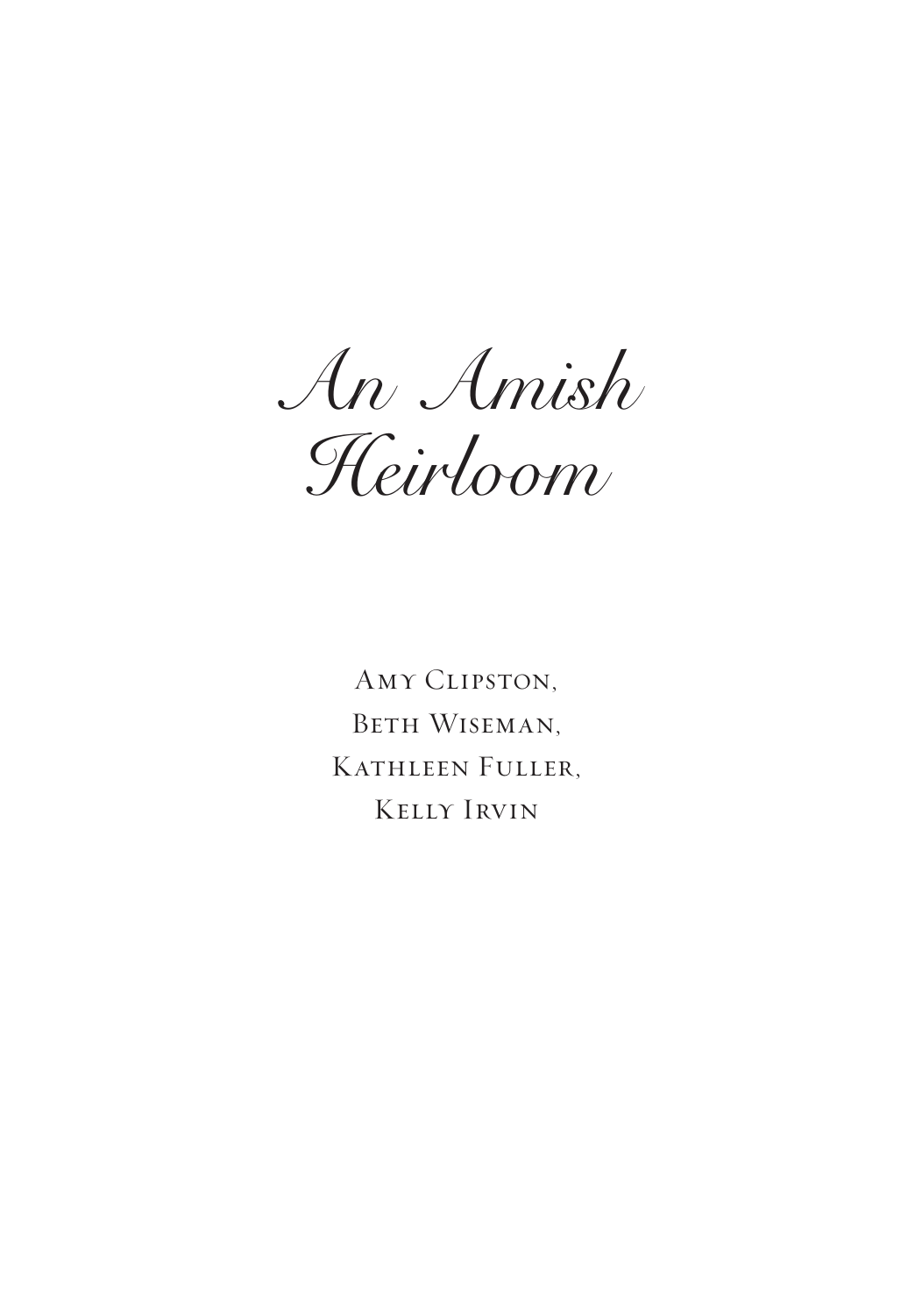# *An Amish Heirloom*

Amy Clipston,
Beth Wiseman,
Kathleen Fuller,
Kelly Irvin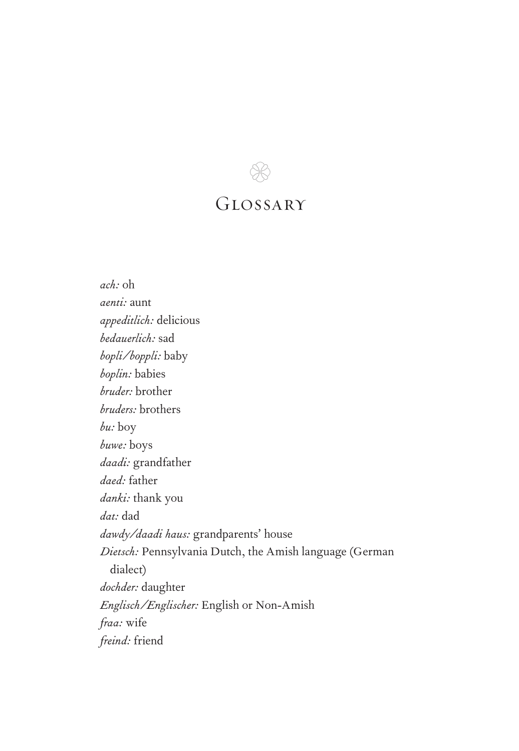# Glossary

*ach:* oh
*aenti:* aunt
*appeditlich:* delicious
*bedauerlich:* sad
*bopli/boppli:* baby
*boplin:* babies
*bruder:* brother
*bruders:* brothers
*bu:* boy
*buwe:* boys
*daadi:* grandfather
*daed:* father
*danki:* thank you
*dat:* dad
*dawdy/daadi haus:* grandparents' house
*Dietsch:* Pennsylvania Dutch, the Amish language (German dialect)
*dochder:* daughter
*Englisch/Englischer:* English or Non-Amish
*fraa:* wife
*freind:* friend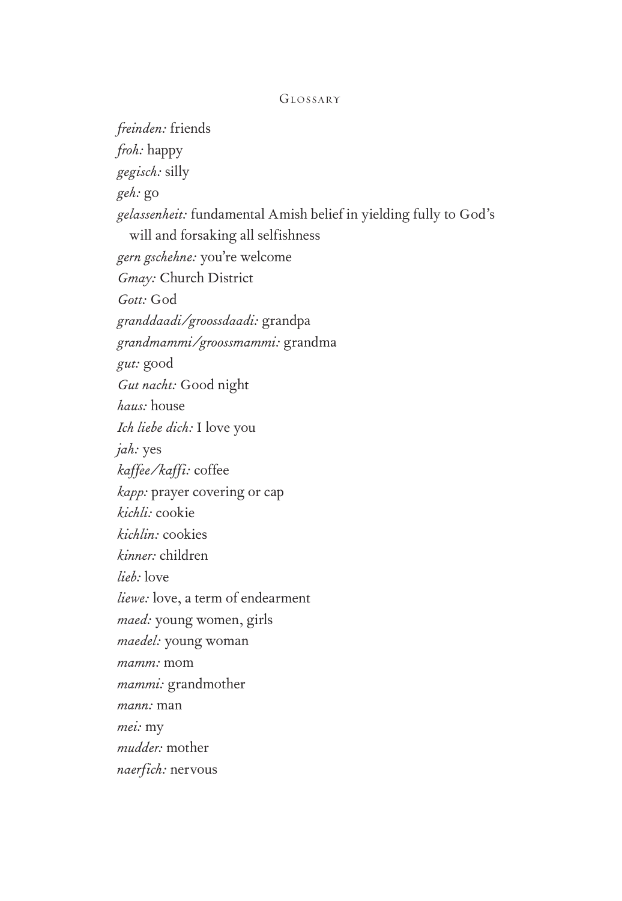*freinden:* friends
*froh:* happy
*gegisch:* silly
*geh:* go
*gelassenheit:* fundamental Amish belief in yielding fully to God's will and forsaking all selfishness
*gern gschehne:* you're welcome
*Gmay:* Church District
*Gott:* God
*granddaadi/groossdaadi:* grandpa
*grandmammi/groossmammi:* grandma
*gut:* good
*Gut nacht:* Good night
*haus:* house
*Ich liebe dich:* I love you
*jah:* yes
*kaffee/kaffi:* coffee
*kapp:* prayer covering or cap
*kichli:* cookie
*kichlin:* cookies
*kinner:* children
*lieb:* love
*liewe:* love, a term of endearment
*maed:* young women, girls
*maedel:* young woman
*mamm:* mom
*mammi:* grandmother
*mann:* man
*mei:* my
*mudder:* mother
*naerfich:* nervous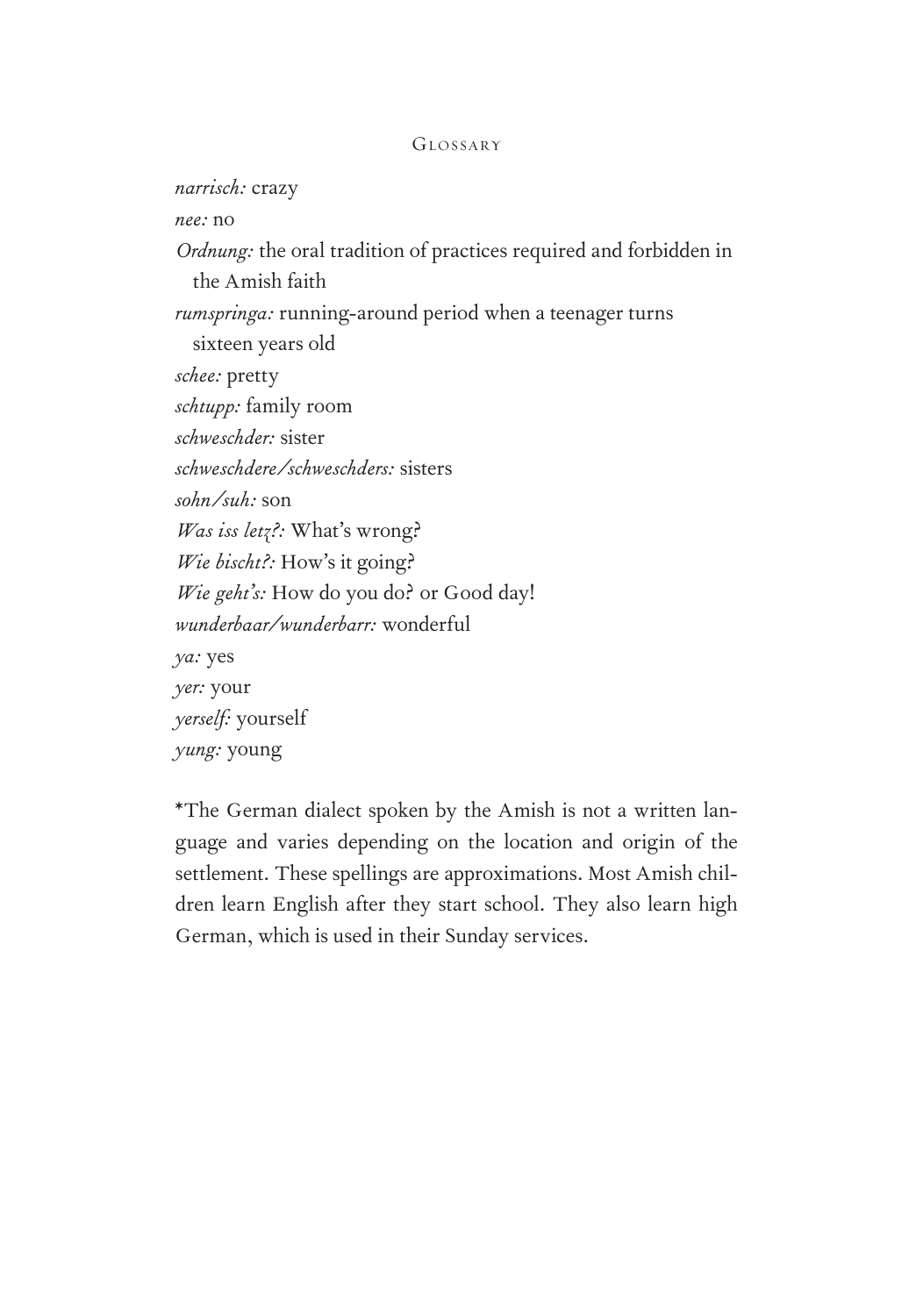*narrisch:* crazy

*nee:* no

*Ordnung:* the oral tradition of practices required and forbidden in the Amish faith

*rumspringa:* running-around period when a teenager turns sixteen years old

*schee:* pretty

*schtupp:* family room

*schweschder:* sister

*schweschdere/schweschders:* sisters

*sohn/suh:* son

*Was iss letz?:* What's wrong?

*Wie bischt?:* How's it going?

*Wie geht's:* How do you do? or Good day!

*wunderbaar/wunderbarr:* wonderful

*ya:* yes

*yer:* your

*yerself:* yourself

*yung:* young

*The German dialect spoken by the Amish is not a written language and varies depending on the location and origin of the settlement. These spellings are approximations. Most Amish children learn English after they start school. They also learn high German, which is used in their Sunday services.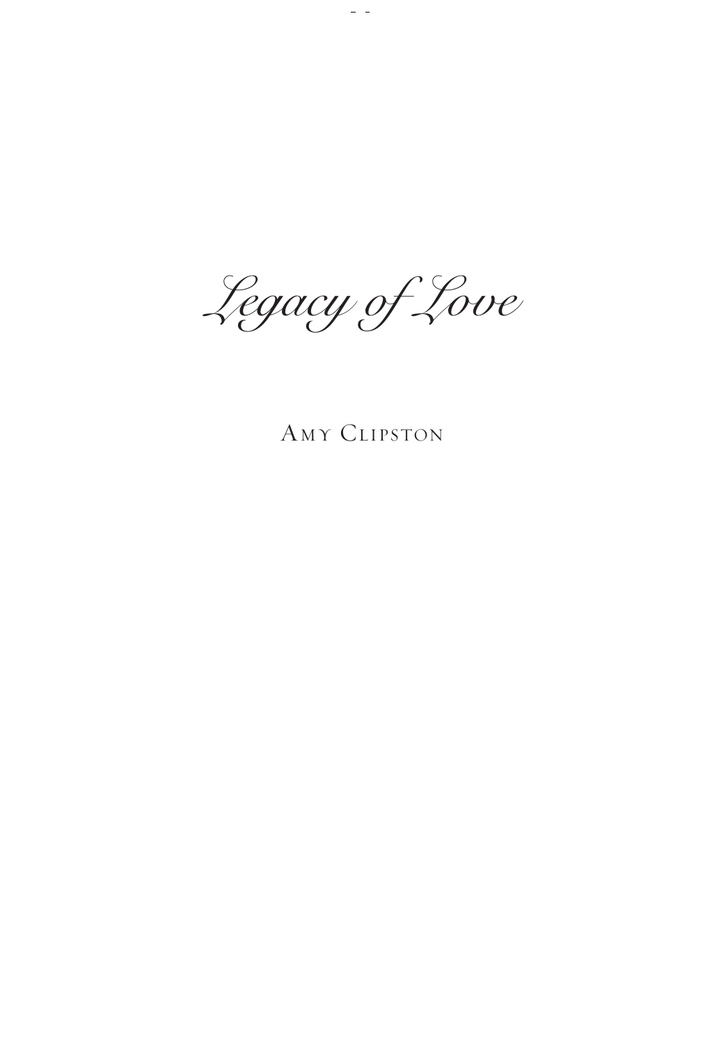# *Legacy of Love*

AMY CLIPSTON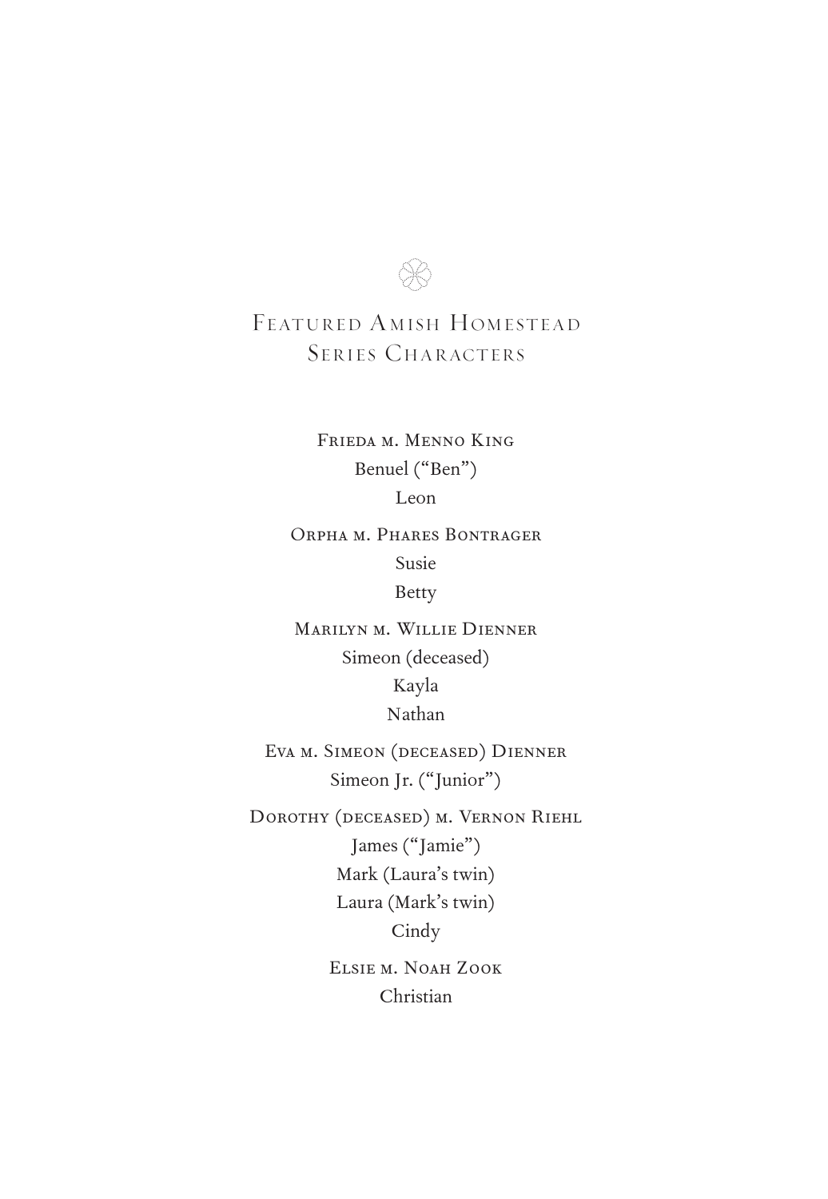# Featured Amish Homestead Series Characters

**Frieda m. Menno King**
Benuel ("Ben")
Leon

**Orpha m. Phares Bontrager**
Susie
Betty

**Marilyn m. Willie Dienner**
Simeon (deceased)
Kayla
Nathan

**Eva m. Simeon (deceased) Dienner**
Simeon Jr. ("Junior")

**Dorothy (deceased) m. Vernon Riehl**
James ("Jamie")
Mark (Laura's twin)
Laura (Mark's twin)
Cindy

**Elsie m. Noah Zook**
Christian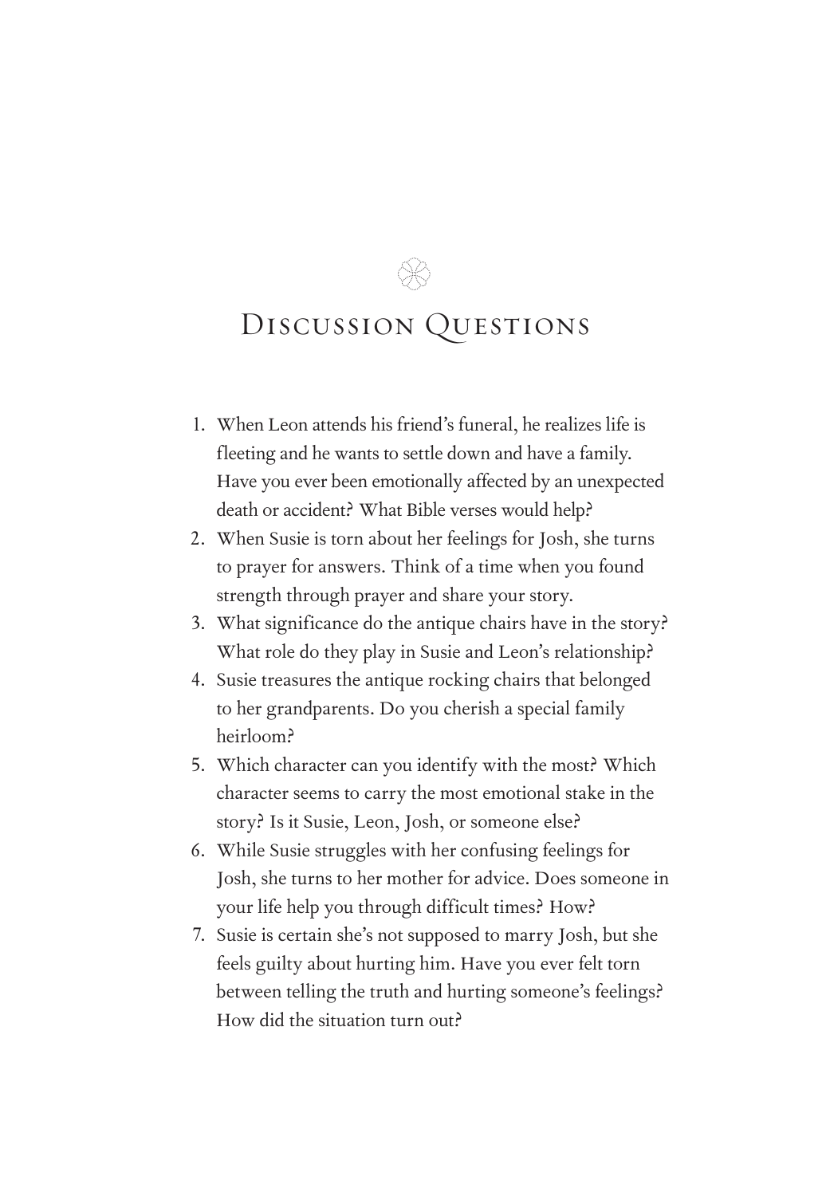# Discussion Questions

1. When Leon attends his friend's funeral, he realizes life is fleeting and he wants to settle down and have a family. Have you ever been emotionally affected by an unexpected death or accident? What Bible verses would help?
2. When Susie is torn about her feelings for Josh, she turns to prayer for answers. Think of a time when you found strength through prayer and share your story.
3. What significance do the antique chairs have in the story? What role do they play in Susie and Leon's relationship?
4. Susie treasures the antique rocking chairs that belonged to her grandparents. Do you cherish a special family heirloom?
5. Which character can you identify with the most? Which character seems to carry the most emotional stake in the story? Is it Susie, Leon, Josh, or someone else?
6. While Susie struggles with her confusing feelings for Josh, she turns to her mother for advice. Does someone in your life help you through difficult times? How?
7. Susie is certain she's not supposed to marry Josh, but she feels guilty about hurting him. Have you ever felt torn between telling the truth and hurting someone's feelings? How did the situation turn out?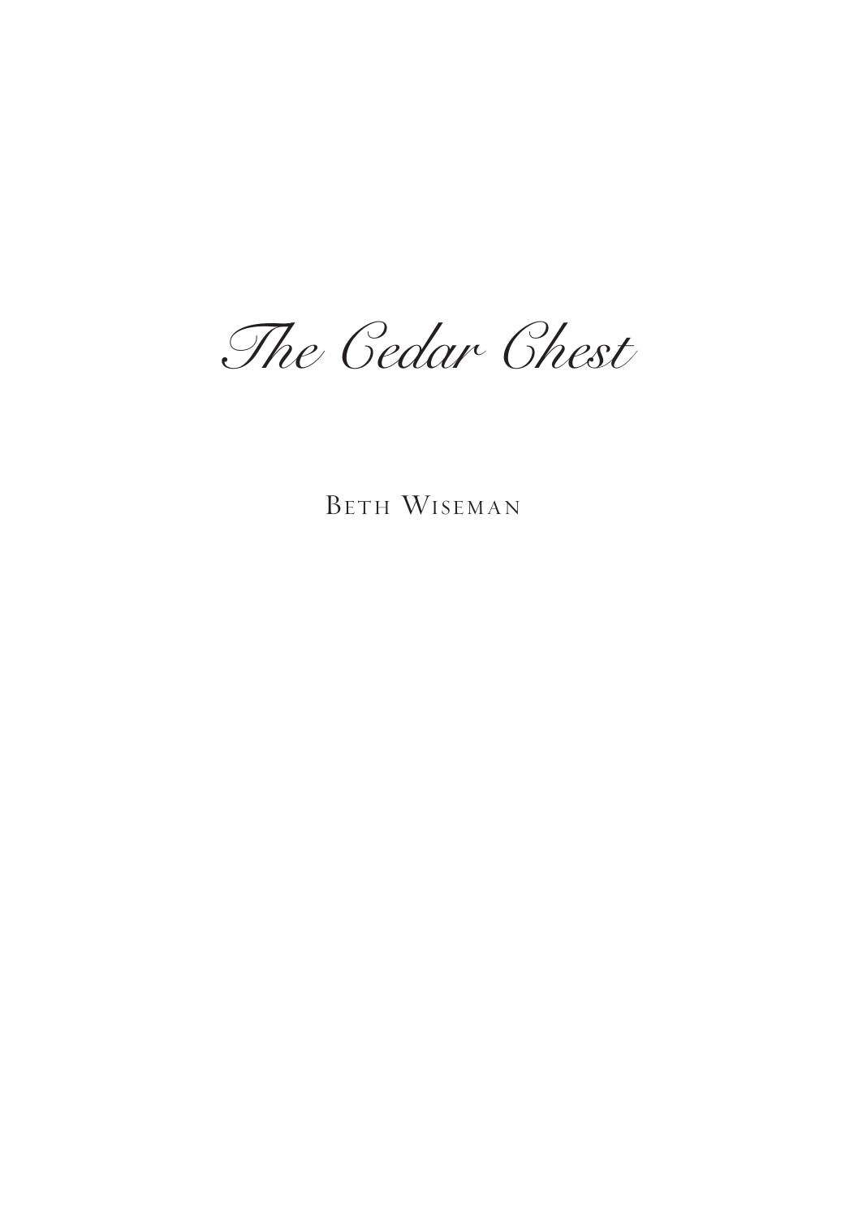# *The Cedar Chest*

Beth Wiseman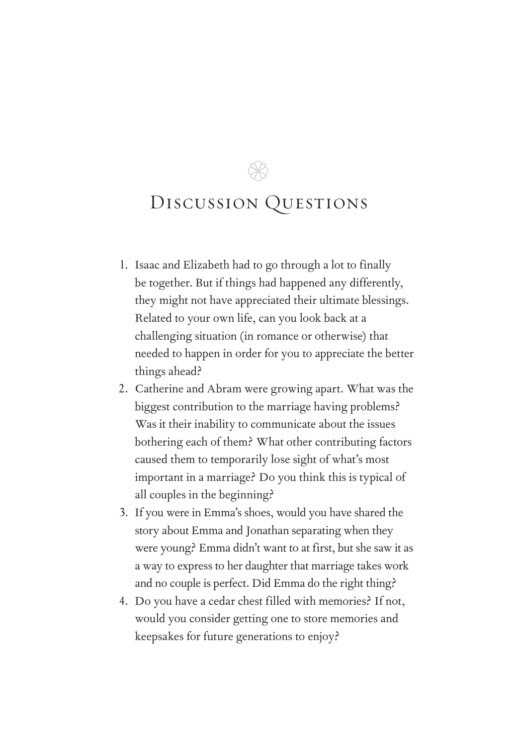# Discussion Questions

1. Isaac and Elizabeth had to go through a lot to finally be together. But if things had happened any differently, they might not have appreciated their ultimate blessings. Related to your own life, can you look back at a challenging situation (in romance or otherwise) that needed to happen in order for you to appreciate the better things ahead?
2. Catherine and Abram were growing apart. What was the biggest contribution to the marriage having problems? Was it their inability to communicate about the issues bothering each of them? What other contributing factors caused them to temporarily lose sight of what's most important in a marriage? Do you think this is typical of all couples in the beginning?
3. If you were in Emma's shoes, would you have shared the story about Emma and Jonathan separating when they were young? Emma didn't want to at first, but she saw it as a way to express to her daughter that marriage takes work and no couple is perfect. Did Emma do the right thing?
4. Do you have a cedar chest filled with memories? If not, would you consider getting one to store memories and keepsakes for future generations to enjoy?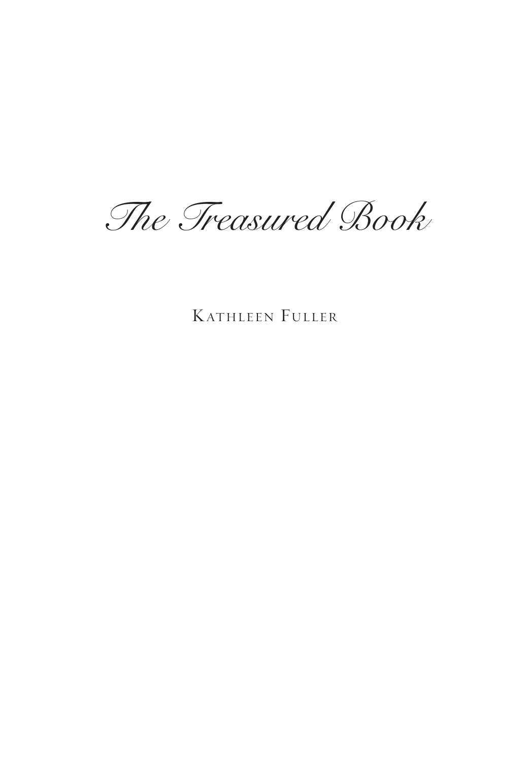# *The Treasured Book*

Kathleen Fuller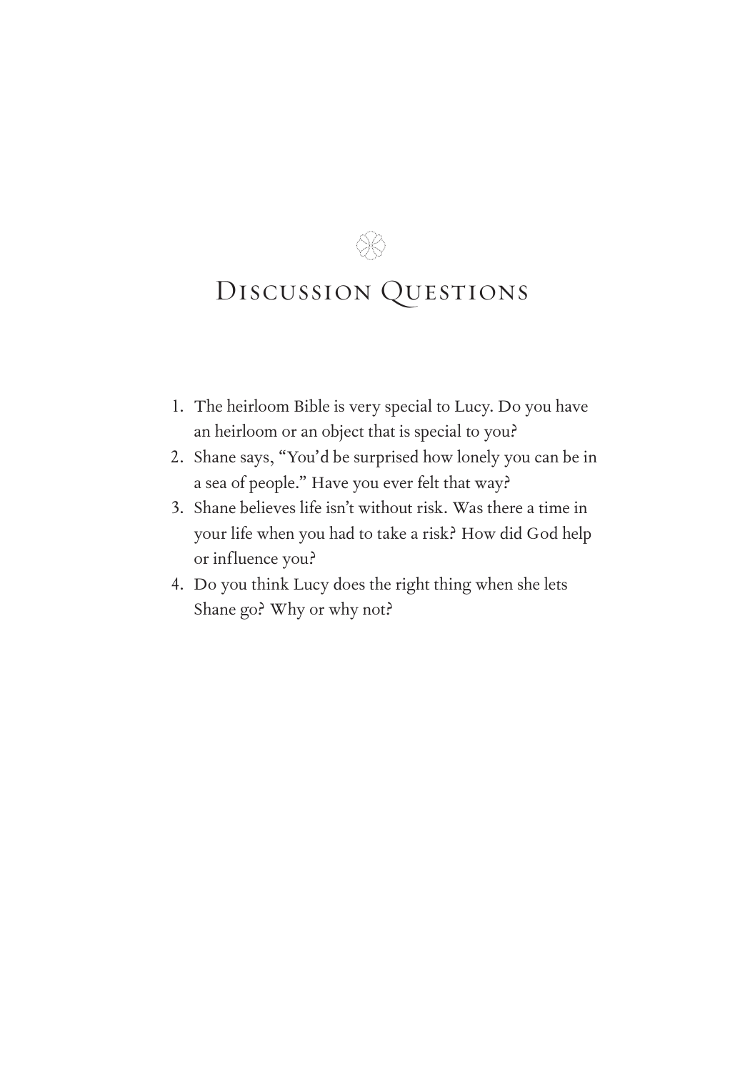# Discussion Questions

1. The heirloom Bible is very special to Lucy. Do you have an heirloom or an object that is special to you?
2. Shane says, "You'd be surprised how lonely you can be in a sea of people." Have you ever felt that way?
3. Shane believes life isn't without risk. Was there a time in your life when you had to take a risk? How did God help or influence you?
4. Do you think Lucy does the right thing when she lets Shane go? Why or why not?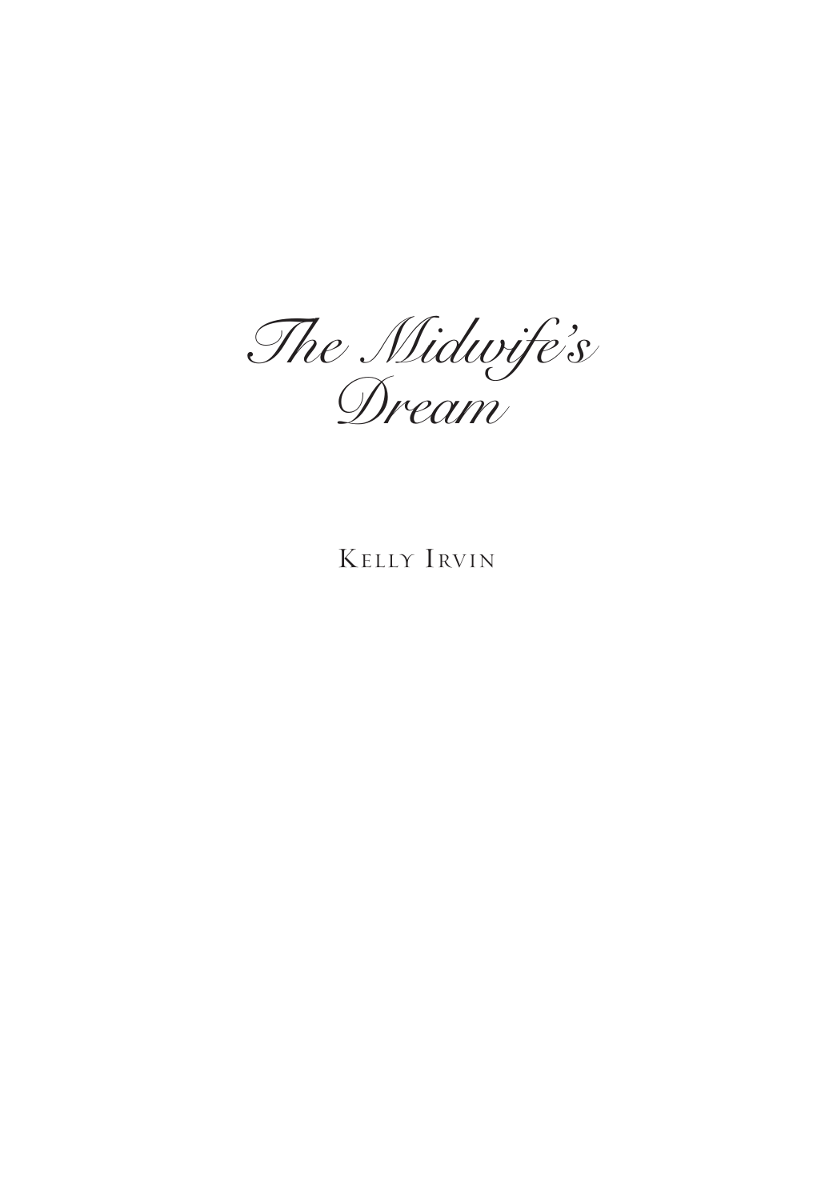# The Midwife's Dream

KELLY IRVIN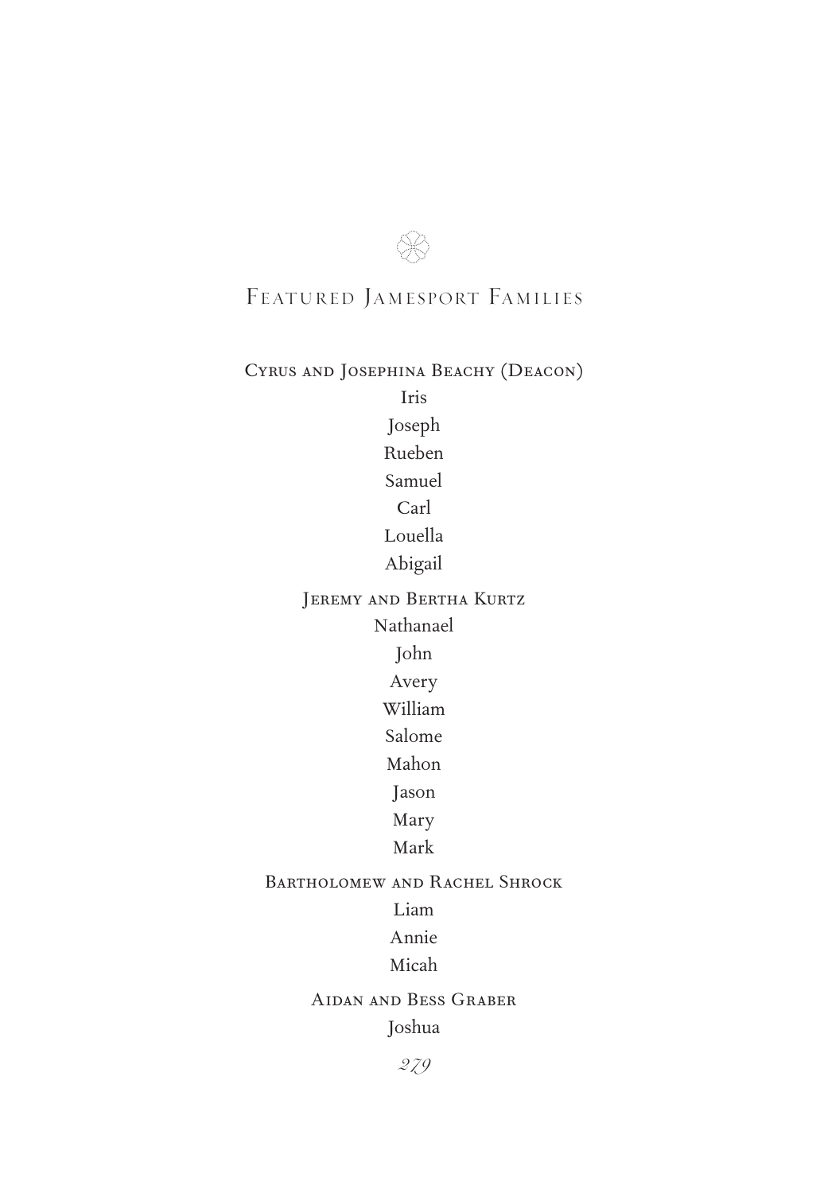# Featured Jamesport Families

## Cyrus and Josephina Beachy (Deacon)

Iris

Joseph

Rueben

Samuel

Carl

Louella

Abigail

## Jeremy and Bertha Kurtz

Nathanael

John

Avery

William

Salome

Mahon

Jason

Mary

Mark

## Bartholomew and Rachel Shrock

Liam

Annie

Micah

## Aidan and Bess Graber

Joshua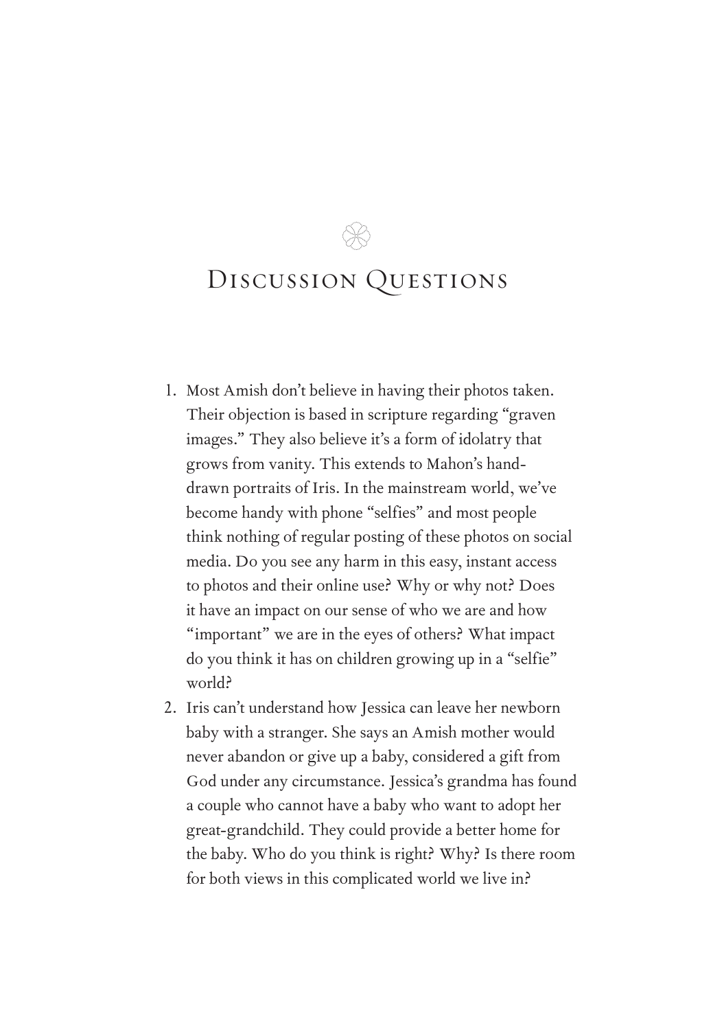# Discussion Questions

1. Most Amish don't believe in having their photos taken. Their objection is based in scripture regarding "graven images." They also believe it's a form of idolatry that grows from vanity. This extends to Mahon's hand-drawn portraits of Iris. In the mainstream world, we've become handy with phone "selfies" and most people think nothing of regular posting of these photos on social media. Do you see any harm in this easy, instant access to photos and their online use? Why or why not? Does it have an impact on our sense of who we are and how "important" we are in the eyes of others? What impact do you think it has on children growing up in a "selfie" world?
2. Iris can't understand how Jessica can leave her newborn baby with a stranger. She says an Amish mother would never abandon or give up a baby, considered a gift from God under any circumstance. Jessica's grandma has found a couple who cannot have a baby who want to adopt her great-grandchild. They could provide a better home for the baby. Who do you think is right? Why? Is there room for both views in this complicated world we live in?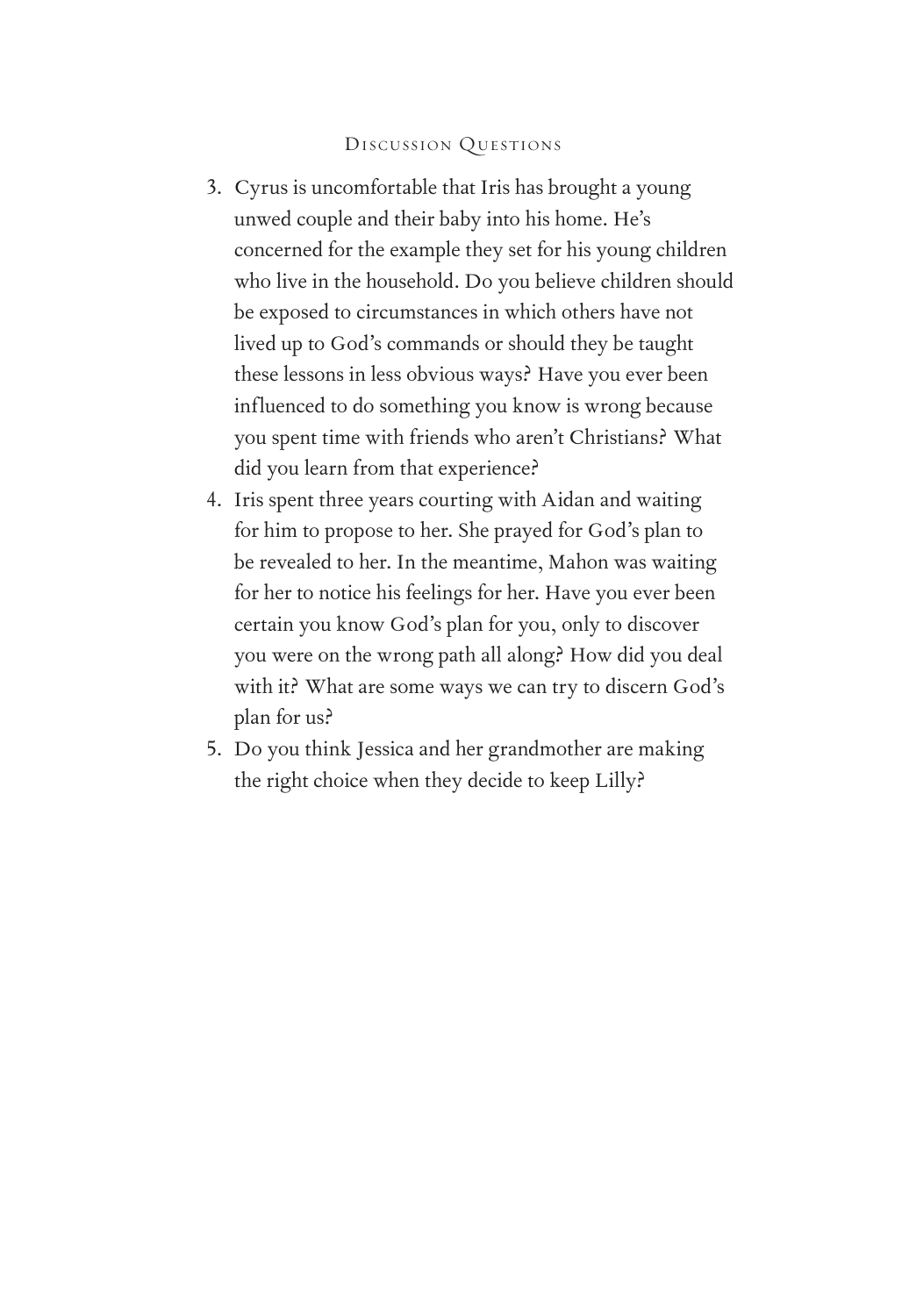3. Cyrus is uncomfortable that Iris has brought a young unwed couple and their baby into his home. He's concerned for the example they set for his young children who live in the household. Do you believe children should be exposed to circumstances in which others have not lived up to God's commands or should they be taught these lessons in less obvious ways? Have you ever been influenced to do something you know is wrong because you spent time with friends who aren't Christians? What did you learn from that experience?
4. Iris spent three years courting with Aidan and waiting for him to propose to her. She prayed for God's plan to be revealed to her. In the meantime, Mahon was waiting for her to notice his feelings for her. Have you ever been certain you know God's plan for you, only to discover you were on the wrong path all along? How did you deal with it? What are some ways we can try to discern God's plan for us?
5. Do you think Jessica and her grandmother are making the right choice when they decide to keep Lilly?